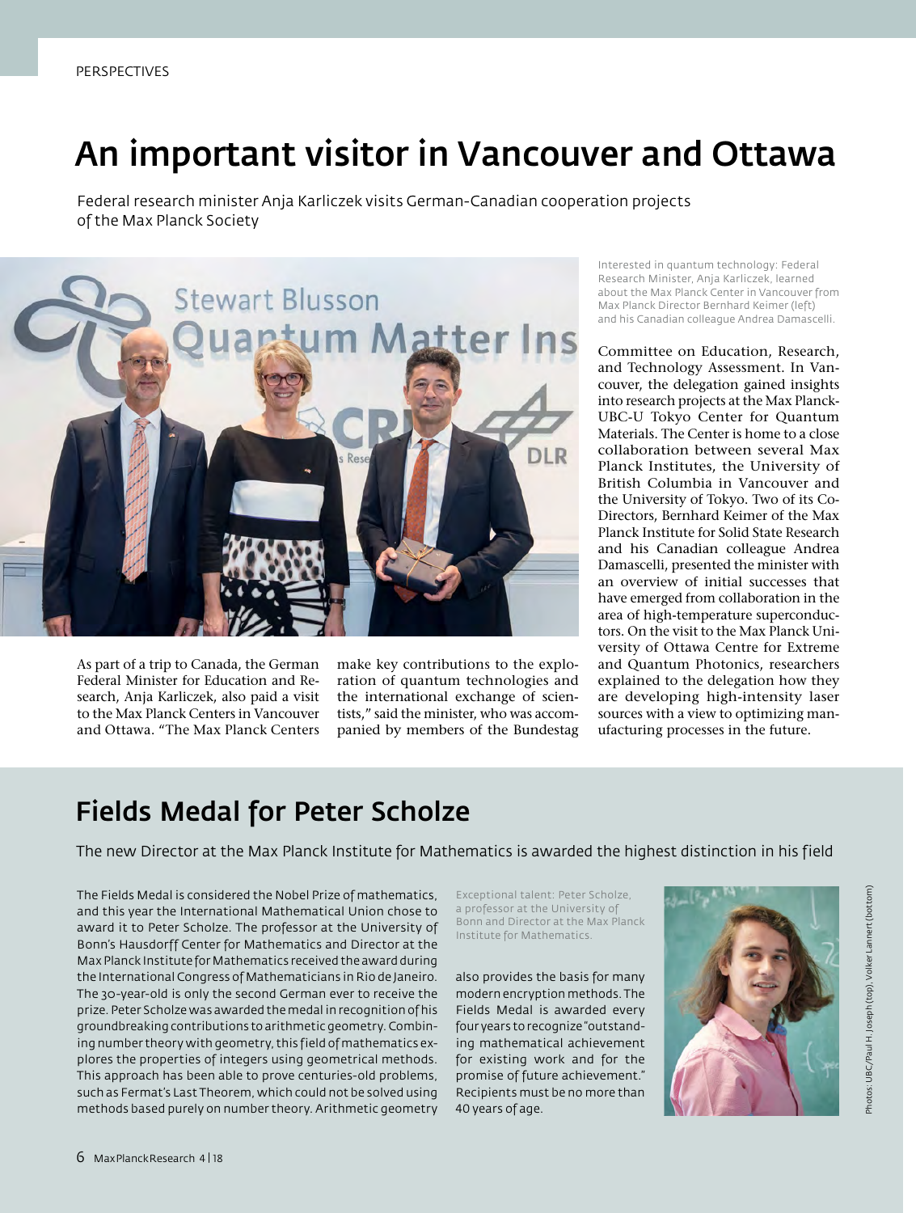PERSPECTIVES

# An important visitor in Vancouver and Ottawa

Federal research minister Anja Karliczek visits German-Canadian cooperation projects of the Max Planck Society

Interested in quantum technology: Federal Research Minister, Anja Karliczek, learned about the Max Planck Center in Vancouver from Max Planck Director Bernhard Keimer (left) and his Canadian colleague Andrea Damascelli.

As part of a trip to Canada, the German Federal Minister for Education and Research, Anja Karliczek, also paid a visit to the Max Planck Centers in Vancouver and Ottawa. "The Max Planck Centers make key contributions to the exploration of quantum technologies and the international exchange of scientists," said the minister, who was accompanied by members of the Bundestag Committee on Education, Research, and Technology Assessment. In Vancouver, the delegation gained insights into research projects at the Max Planck-UBC-U Tokyo Center for Quantum Materials. The Center is home to a close collaboration between several Max Planck Institutes, the University of British Columbia in Vancouver and the University of Tokyo. Two of its Co-Directors, Bernhard Keimer of the Max Planck Institute for Solid State Research and his Canadian colleague Andrea Damascelli, presented the minister with an overview of initial successes that have emerged from collaboration in the area of high-temperature superconductors. On the visit to the Max Planck University of Ottawa Centre for Extreme and Quantum Photonics, researchers explained to the delegation how they are developing high-intensity laser sources with a view to optimizing manufacturing processes in the future.

# Fields Medal for Peter Scholze

The new Director at the Max Planck Institute for Mathematics is awarded the highest distinction in his field

The Fields Medal is considered the Nobel Prize of mathematics, and this year the International Mathematical Union chose to award it to Peter Scholze. The professor at the University of Bonn's Hausdorff Center for Mathematics and Director at the Max Planck Institute for Mathematics received the award during the International Congress of Mathematicians in Rio de Janeiro. The 30-year-old is only the second German ever to receive the prize. Peter Scholze was awarded the medal in recognition of his groundbreaking contributions to arithmetic geometry. Combining number theory with geometry, this field of mathematics explores the properties of integers using geometrical methods. This approach has been able to prove centuries-old problems, such as Fermat's Last Theorem, which could not be solved using methods based purely on number theory. Arithmetic geometry also provides the basis for many modern encryption methods. The Fields Medal is awarded every four years to recognize "outstanding mathematical achievement for existing work and for the promise of future achievement." Recipients must be no more than 40 years of age.

Exceptional talent: Peter Scholze, a professor at the University of Bonn and Director at the Max Planck Institute for Mathematics.

Photos: UBC/Paul H. Joseph (top), Volker Lannert (bottom)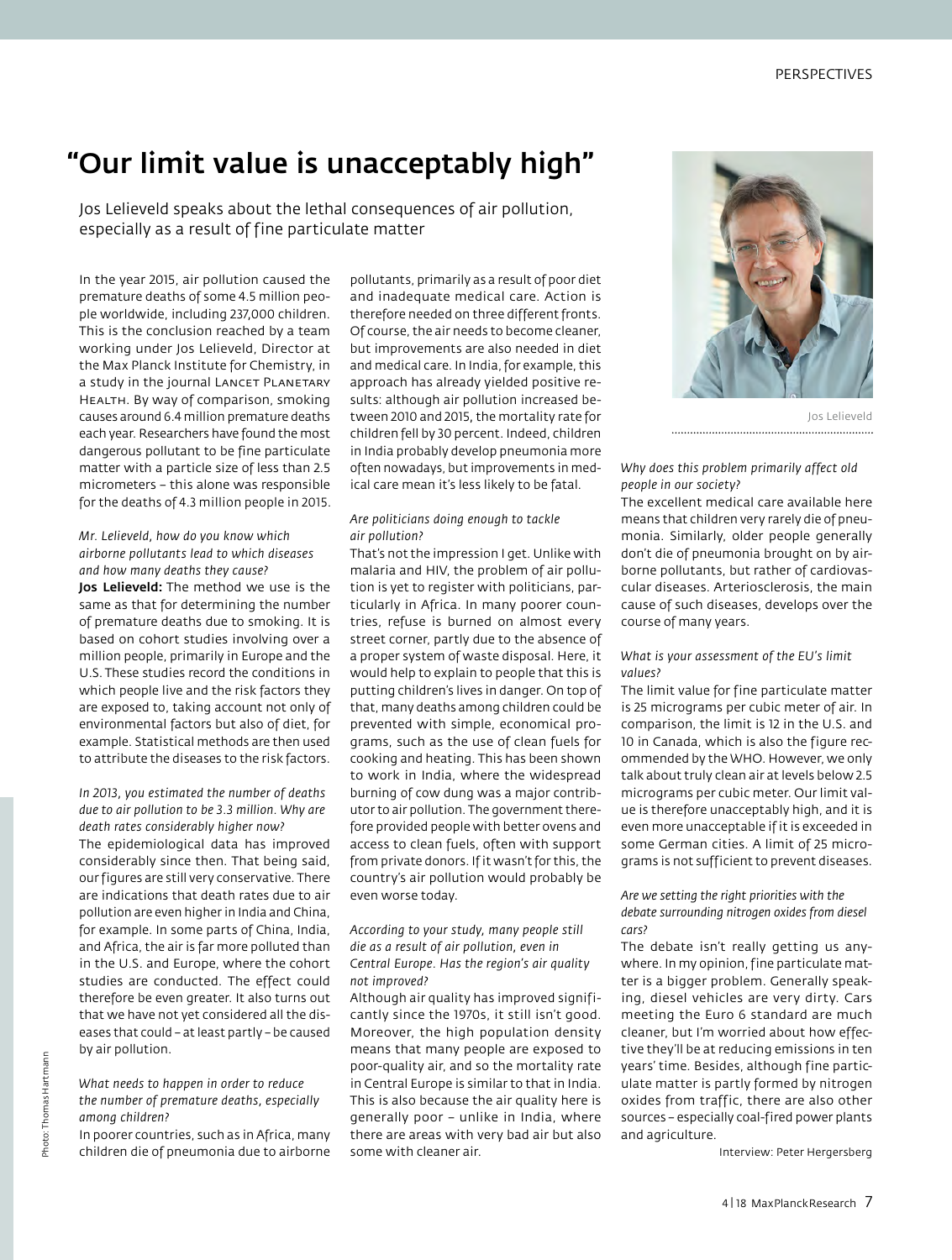# "Our limit value is unacceptably high"

Jos Lelieveld speaks about the lethal consequences of air pollution, especially as a result of fine particulate matter

In the year 2015, air pollution caused the premature deaths of some 4.5 million people worldwide, including 237,000 children. This is the conclusion reached by a team working under Jos Lelieveld, Director at the Max Planck Institute for Chemistry, in a study in the journal Lancet Planetary Health. By way of comparison, smoking causes around 6.4 million premature deaths each year. Researchers have found the most dangerous pollutant to be fine particulate matter with a particle size of less than 2.5 micrometers – this alone was responsible for the deaths of 4.3 million people in 2015.

*Mr. Lelieveld, how do you know which airborne pollutants lead to which diseases and how many deaths they cause?*

**Jos Lelieveld:** The method we use is the same as that for determining the number of premature deaths due to smoking. It is based on cohort studies involving over a million people, primarily in Europe and the U.S. These studies record the conditions in which people live and the risk factors they are exposed to, taking account not only of environmental factors but also of diet, for example. Statistical methods are then used to attribute the diseases to the risk factors.

*In 2013, you estimated the number of deaths due to air pollution to be 3.3 million. Why are death rates considerably higher now?*

The epidemiological data has improved considerably since then. That being said, our figures are still very conservative. There are indications that death rates due to air pollution are even higher in India and China, for example. In some parts of China, India, and Africa, the air is far more polluted than in the U.S. and Europe, where the cohort studies are conducted. The effect could therefore be even greater. It also turns out that we have not yet considered all the diseases that could – at least partly – be caused by air pollution.

*What needs to happen in order to reduce the number of premature deaths, especially among children?*

In poorer countries, such as in Africa, many children die of pneumonia due to airborne pollutants, primarily as a result of poor diet and inadequate medical care. Action is therefore needed on three different fronts. Of course, the air needs to become cleaner, but improvements are also needed in diet and medical care. In India, for example, this approach has already yielded positive results: although air pollution increased between 2010 and 2015, the mortality rate for children fell by 30 percent. Indeed, children in India probably develop pneumonia more often nowadays, but improvements in medical care mean it's less likely to be fatal.

*Are politicians doing enough to tackle air pollution?*

That's not the impression I get. Unlike with malaria and HIV, the problem of air pollution is yet to register with politicians, particularly in Africa. In many poorer countries, refuse is burned on almost every street corner, partly due to the absence of a proper system of waste disposal. Here, it would help to explain to people that this is putting children's lives in danger. On top of that, many deaths among children could be prevented with simple, economical programs, such as the use of clean fuels for cooking and heating. This has been shown to work in India, where the widespread burning of cow dung was a major contributor to air pollution. The government therefore provided people with better ovens and access to clean fuels, often with support from private donors. If it wasn't for this, the country's air pollution would probably be even worse today.

*According to your study, many people still die as a result of air pollution, even in Central Europe. Has the region's air quality not improved?*

Although air quality has improved significantly since the 1970s, it still isn't good. Moreover, the high population density means that many people are exposed to poor-quality air, and so the mortality rate in Central Europe is similar to that in India. This is also because the air quality here is generally poor – unlike in India, where there are areas with very bad air but also some with cleaner air.

Jos Lelieveld

*Why does this problem primarily affect old people in our society?*

The excellent medical care available here means that children very rarely die of pneumonia. Similarly, older people generally don't die of pneumonia brought on by airborne pollutants, but rather of cardiovascular diseases. Arteriosclerosis, the main cause of such diseases, develops over the course of many years.

*What is your assessment of the EU's limit values?*

The limit value for fine particulate matter is 25 micrograms per cubic meter of air. In comparison, the limit is 12 in the U.S. and 10 in Canada, which is also the figure recommended by the WHO. However, we only talk about truly clean air at levels below 2.5 micrograms per cubic meter. Our limit value is therefore unacceptably high, and it is even more unacceptable if it is exceeded in some German cities. A limit of 25 micrograms is not sufficient to prevent diseases.

*Are we setting the right priorities with the debate surrounding nitrogen oxides from diesel cars?*

The debate isn't really getting us anywhere. In my opinion, fine particulate matter is a bigger problem. Generally speaking, diesel vehicles are very dirty. Cars meeting the Euro 6 standard are much cleaner, but I'm worried about how effective they'll be at reducing emissions in ten years' time. Besides, although fine particulate matter is partly formed by nitrogen oxides from traffic, there are also other sources – especially coal-fired power plants and agriculture.

Interview: Peter Hergersberg

Photo: Thomas Hartmann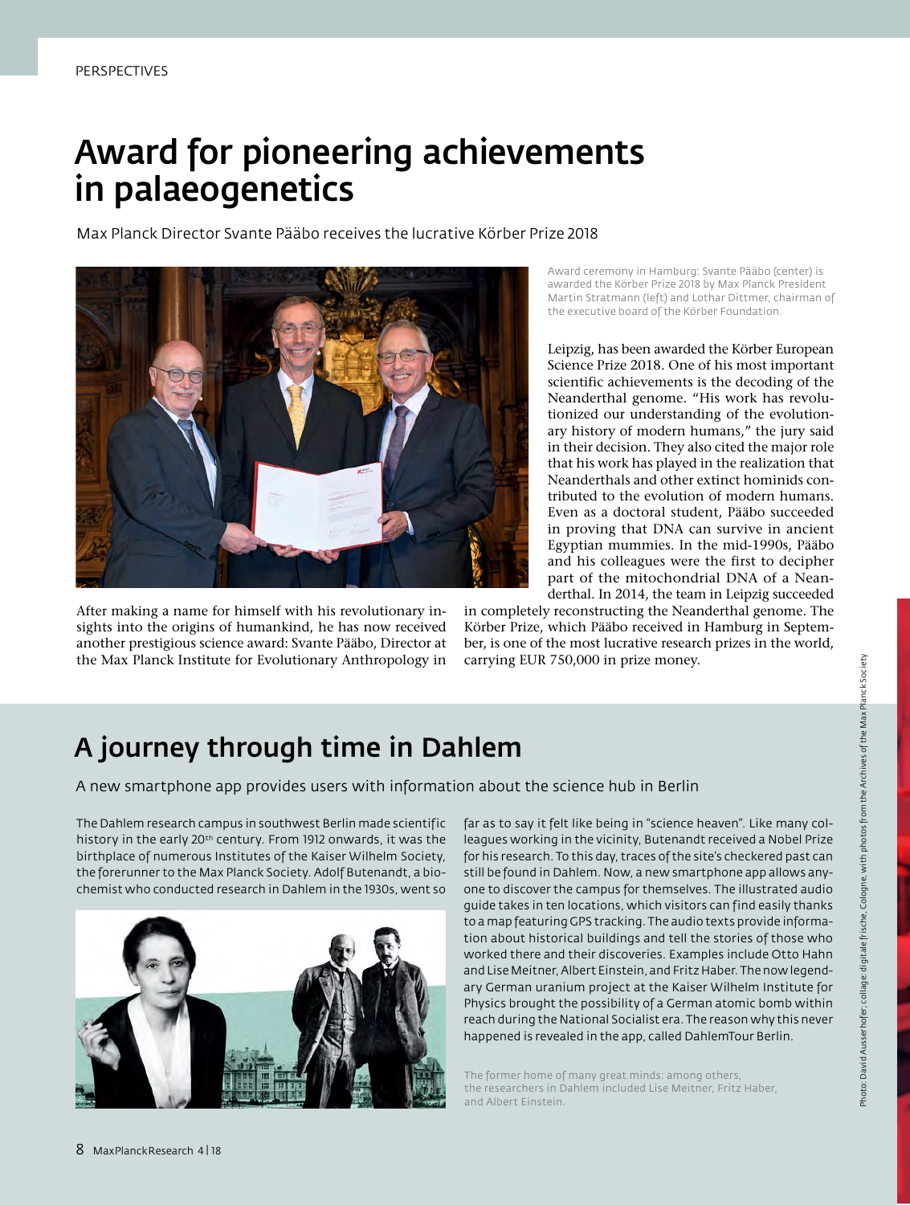# Award for pioneering achievements in palaeogenetics

Max Planck Director Svante Pääbo receives the lucrative Körber Prize 2018

Award ceremony in Hamburg: Svante Pääbo (center) is awarded the Körber Prize 2018 by Max Planck President Martin Stratmann (left) and Lothar Dittmer, chairman of the executive board of the Körber Foundation.

After making a name for himself with his revolutionary insights into the origins of humankind, he has now received another prestigious science award: Svante Pääbo, Director at the Max Planck Institute for Evolutionary Anthropology in Leipzig, has been awarded the Körber European Science Prize 2018. One of his most important scientific achievements is the decoding of the Neanderthal genome. "His work has revolutionized our understanding of the evolutionary history of modern humans," the jury said in their decision. They also cited the major role that his work has played in the realization that Neanderthals and other extinct hominids contributed to the evolution of modern humans. Even as a doctoral student, Pääbo succeeded in proving that DNA can survive in ancient Egyptian mummies. In the mid-1990s, Pääbo and his colleagues were the first to decipher part of the mitochondrial DNA of a Neanderthal. In 2014, the team in Leipzig succeeded in completely reconstructing the Neanderthal genome. The Körber Prize, which Pääbo received in Hamburg in September, is one of the most lucrative research prizes in the world, carrying EUR 750,000 in prize money.

## A journey through time in Dahlem

A new smartphone app provides users with information about the science hub in Berlin

The Dahlem research campus in southwest Berlin made scientific history in the early 20th century. From 1912 onwards, it was the birthplace of numerous Institutes of the Kaiser Wilhelm Society, the forerunner to the Max Planck Society. Adolf Butenandt, a biochemist who conducted research in Dahlem in the 1930s, went so far as to say it felt like being in "science heaven". Like many colleagues working in the vicinity, Butenandt received a Nobel Prize for his research. To this day, traces of the site's checkered past can still be found in Dahlem. Now, a new smartphone app allows anyone to discover the campus for themselves. The illustrated audio guide takes in ten locations, which visitors can find easily thanks to a map featuring GPS tracking. The audio texts provide information about historical buildings and tell the stories of those who worked there and their discoveries. Examples include Otto Hahn and Lise Meitner, Albert Einstein, and Fritz Haber. The now legendary German uranium project at the Kaiser Wilhelm Institute for Physics brought the possibility of a German atomic bomb within reach during the National Socialist era. The reason why this never happened is revealed in the app, called DahlemTour Berlin.

The former home of many great minds: among others, the researchers in Dahlem included Lise Meitner, Fritz Haber, and Albert Einstein.

Photo: David Ausserhofer; collage: digitale frische, Cologne, with photos from the Archives of the Max Planck Society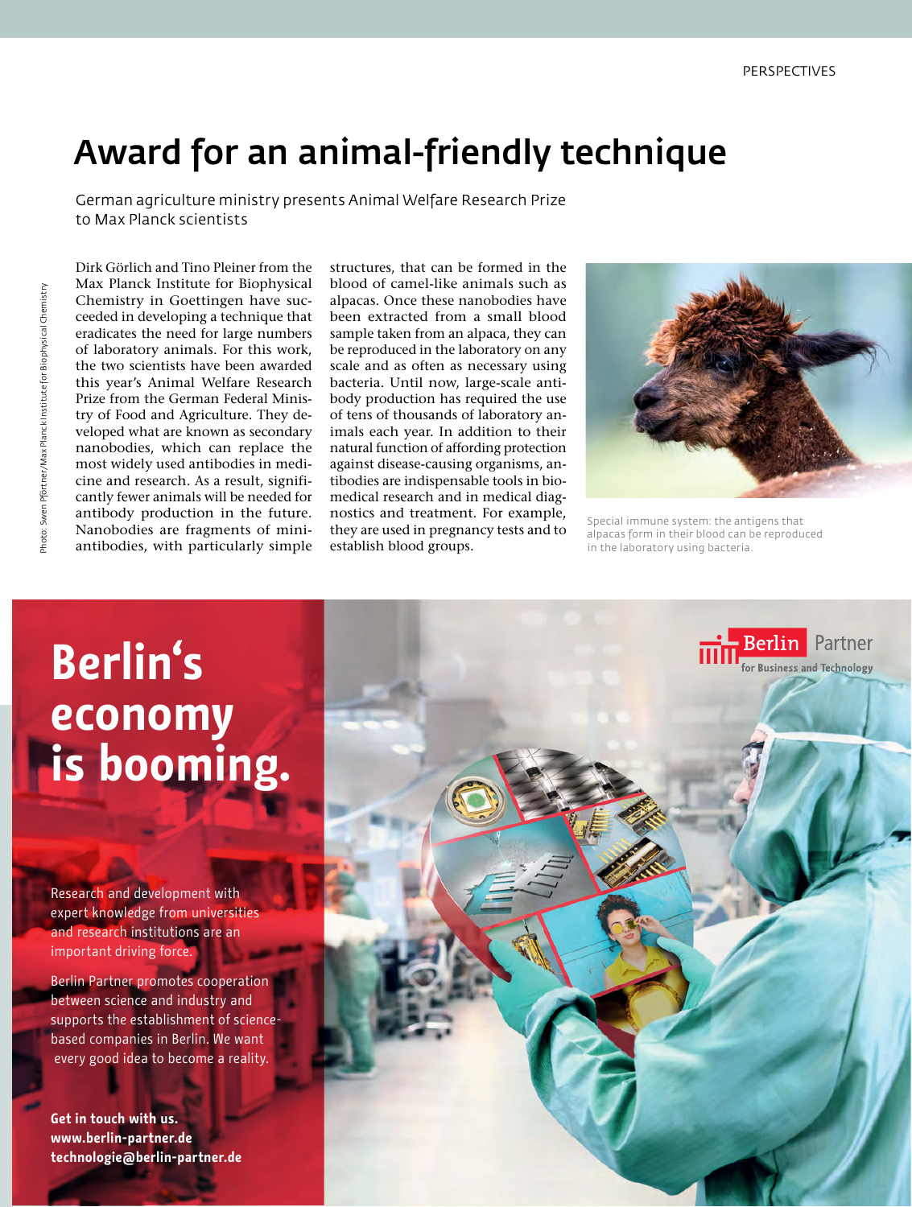# Award for an animal-friendly technique

German agriculture ministry presents Animal Welfare Research Prize to Max Planck scientists

Dirk Görlich and Tino Pleiner from the Max Planck Institute for Biophysical Chemistry in Goettingen have succeeded in developing a technique that eradicates the need for large numbers of laboratory animals. For this work, the two scientists have been awarded this year's Animal Welfare Research Prize from the German Federal Ministry of Food and Agriculture. They developed what are known as secondary nanobodies, which can replace the most widely used antibodies in medicine and research. As a result, significantly fewer animals will be needed for antibody production in the future. Nanobodies are fragments of mini-antibodies, with particularly simple structures, that can be formed in the blood of camel-like animals such as alpacas. Once these nanobodies have been extracted from a small blood sample taken from an alpaca, they can be reproduced in the laboratory on any scale and as often as necessary using bacteria. Until now, large-scale antibody production has required the use of tens of thousands of laboratory animals each year. In addition to their natural function of affording protection against disease-causing organisms, antibodies are indispensable tools in biomedical research and in medical diagnostics and treatment. For example, they are used in pregnancy tests and to establish blood groups.

Special immune system: the antigens that alpacas form in their blood can be reproduced in the laboratory using bacteria.

Photo: Swen Pförtner/Max Planck Institute for Biophysical Chemistry

**Berlin's economy is booming.**

Research and development with expert knowledge from universities and research institutions are an important driving force.

Berlin Partner promotes cooperation between science and industry and supports the establishment of science-based companies in Berlin. We want every good idea to become a reality.

**Get in touch with us.**
**www.berlin-partner.de**
**technologie@berlin-partner.de**

Berlin Partner for Business and Technology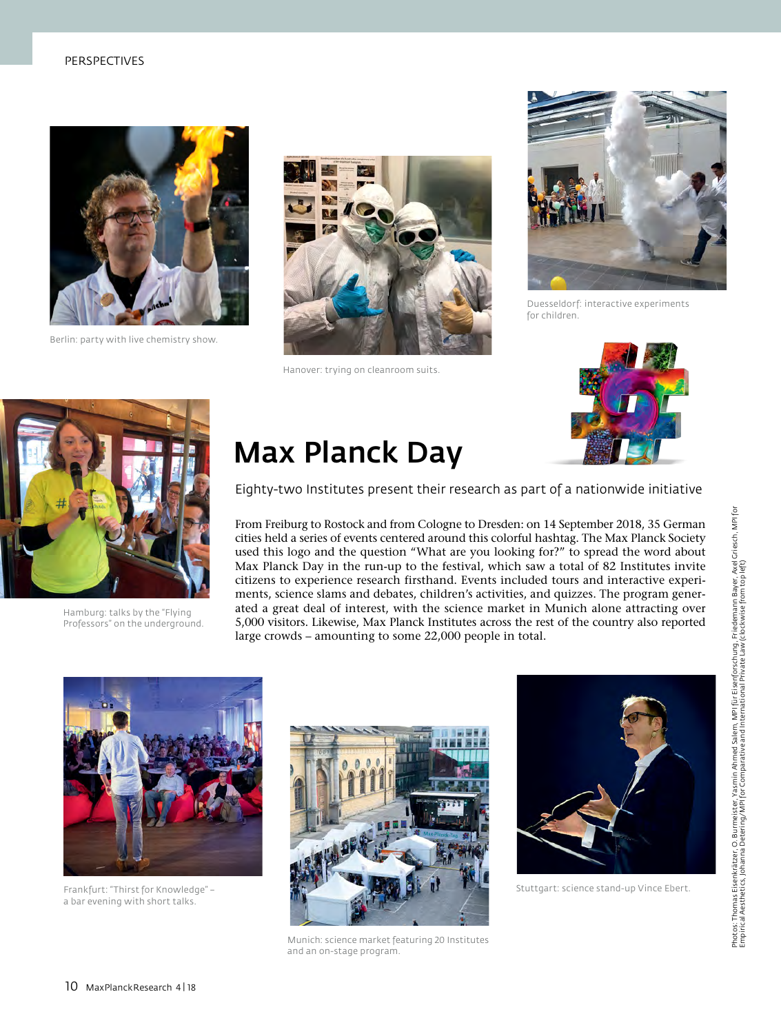Berlin: party with live chemistry show.

Hanover: trying on cleanroom suits.

Duesseldorf: interactive experiments for children.

Hamburg: talks by the "Flying Professors" on the underground.

# Max Planck Day

Eighty-two Institutes present their research as part of a nationwide initiative

From Freiburg to Rostock and from Cologne to Dresden: on 14 September 2018, 35 German cities held a series of events centered around this colorful hashtag. The Max Planck Society used this logo and the question "What are you looking for?" to spread the word about Max Planck Day in the run-up to the festival, which saw a total of 82 Institutes invite citizens to experience research firsthand. Events included tours and interactive experiments, science slams and debates, children's activities, and quizzes. The program generated a great deal of interest, with the science market in Munich alone attracting over 5,000 visitors. Likewise, Max Planck Institutes across the rest of the country also reported large crowds – amounting to some 22,000 people in total.

Frankfurt: "Thirst for Knowledge" – a bar evening with short talks.

Munich: science market featuring 20 Institutes and an on-stage program.

Stuttgart: science stand-up Vince Ebert.

Photos: Thomas Eisenkrätzer, O. Burmeister, Yasnin Ahmed Salem, MPI für Eisenforschung, Friedemann Bayer, Axel Griesch, MPI for Empirical Aesthetics, Johanna Detering/MPI for Comparative and International Private Law (clockwise from top left)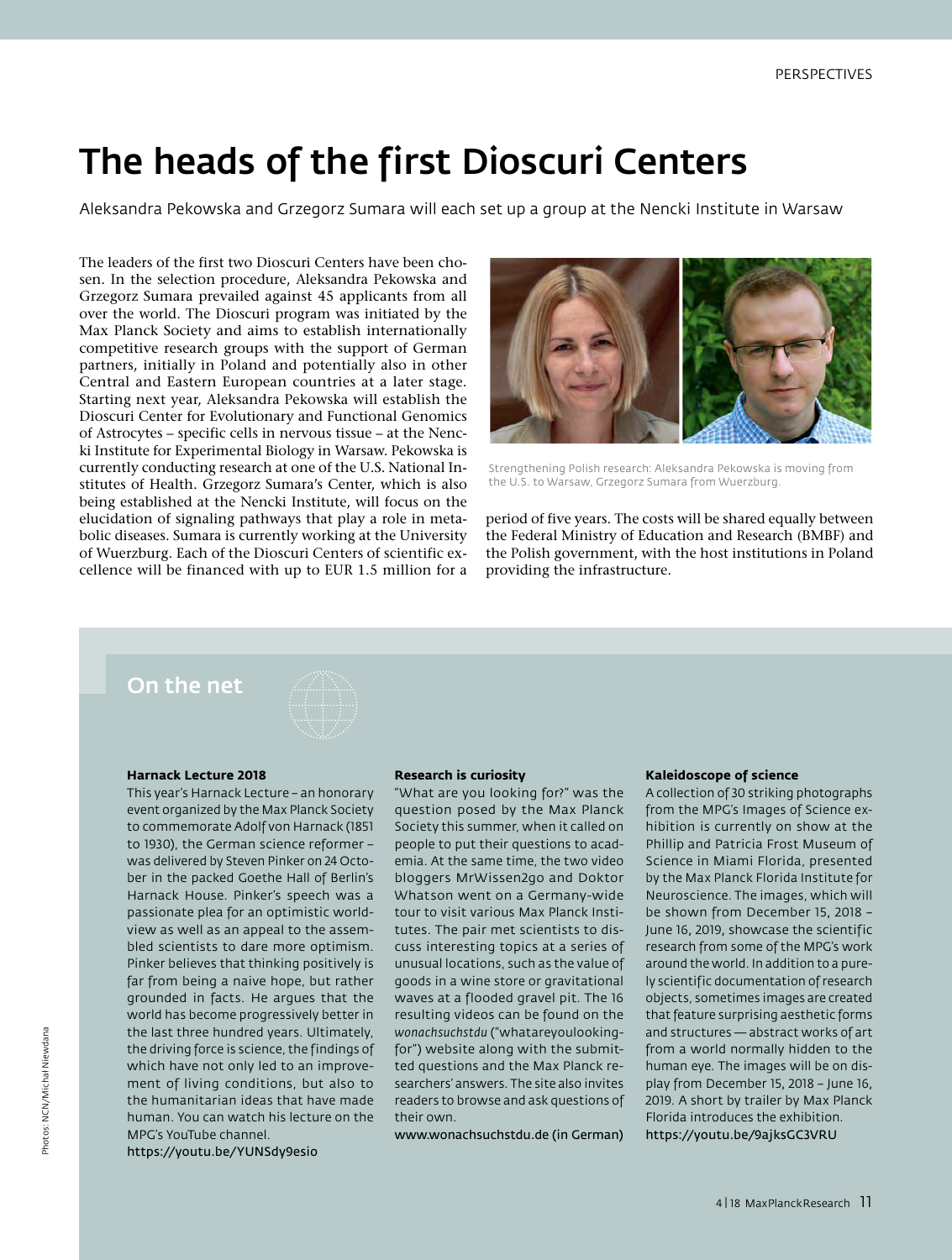# The heads of the first Dioscuri Centers

Aleksandra Pekowska and Grzegorz Sumara will each set up a group at the Nencki Institute in Warsaw

The leaders of the first two Dioscuri Centers have been chosen. In the selection procedure, Aleksandra Pekowska and Grzegorz Sumara prevailed against 45 applicants from all over the world. The Dioscuri program was initiated by the Max Planck Society and aims to establish internationally competitive research groups with the support of German partners, initially in Poland and potentially also in other Central and Eastern European countries at a later stage. Starting next year, Aleksandra Pekowska will establish the Dioscuri Center for Evolutionary and Functional Genomics of Astrocytes – specific cells in nervous tissue – at the Nencki Institute for Experimental Biology in Warsaw. Pekowska is currently conducting research at one of the U.S. National Institutes of Health. Grzegorz Sumara's Center, which is also being established at the Nencki Institute, will focus on the elucidation of signaling pathways that play a role in metabolic diseases. Sumara is currently working at the University of Wuerzburg. Each of the Dioscuri Centers of scientific excellence will be financed with up to EUR 1.5 million for a period of five years. The costs will be shared equally between the Federal Ministry of Education and Research (BMBF) and the Polish government, with the host institutions in Poland providing the infrastructure.

Strengthening Polish research: Aleksandra Pekowska is moving from the U.S. to Warsaw, Grzegorz Sumara from Wuerzburg.

## On the net

**Harnack Lecture 2018**

This year's Harnack Lecture – an honorary event organized by the Max Planck Society to commemorate Adolf von Harnack (1851 to 1930), the German science reformer – was delivered by Steven Pinker on 24 October in the packed Goethe Hall of Berlin's Harnack House. Pinker's speech was a passionate plea for an optimistic worldview as well as an appeal to the assembled scientists to dare more optimism. Pinker believes that thinking positively is far from being a naive hope, but rather grounded in facts. He argues that the world has become progressively better in the last three hundred years. Ultimately, the driving force is science, the findings of which have not only led to an improvement of living conditions, but also to the humanitarian ideas that have made human. You can watch his lecture on the MPG's YouTube channel.
https://youtu.be/YUNSdy9esio

**Research is curiosity**

"What are you looking for?" was the question posed by the Max Planck Society this summer, when it called on people to put their questions to academia. At the same time, the two video bloggers MrWissen2go and Doktor Whatson went on a Germany-wide tour to visit various Max Planck Institutes. The pair met scientists to discuss interesting topics at a series of unusual locations, such as the value of goods in a wine store or gravitational waves at a flooded gravel pit. The 16 resulting videos can be found on the *wonachsuchstdu* ("whatareyoulookingfor") website along with the submitted questions and the Max Planck researchers' answers. The site also invites readers to browse and ask questions of their own.
www.wonachsuchstdu.de (in German)

**Kaleidoscope of science**

A collection of 30 striking photographs from the MPG's Images of Science exhibition is currently on show at the Phillip and Patricia Frost Museum of Science in Miami Florida, presented by the Max Planck Florida Institute for Neuroscience. The images, which will be shown from December 15, 2018 – June 16, 2019, showcase the scientific research from some of the MPG's work around the world. In addition to a purely scientific documentation of research objects, sometimes images are created that feature surprising aesthetic forms and structures — abstract works of art from a world normally hidden to the human eye. The images will be on display from December 15, 2018 – June 16, 2019. A short by trailer by Max Planck Florida introduces the exhibition.
https://youtu.be/9ajksGC3VRU

Photos: NCN/Michał Niewdana